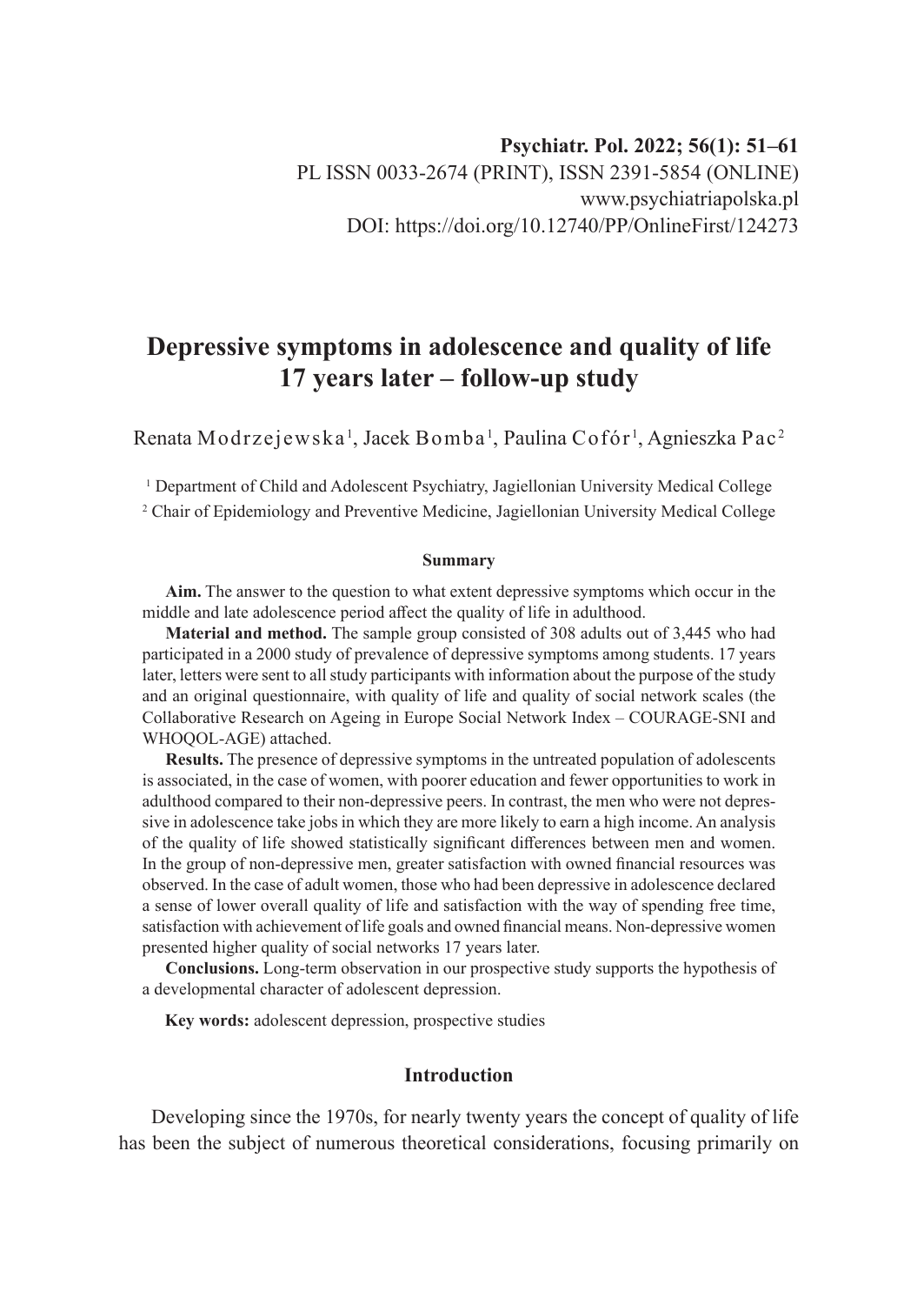Psychiatr. Pol. 2022; 56(1): 51–61
PL ISSN 0033-2674 (PRINT), ISSN 2391-5854 (ONLINE)
www.psychiatriapolska.pl
DOI: https://doi.org/10.12740/PP/OnlineFirst/124273

# Depressive symptoms in adolescence and quality of life 17 years later – follow-up study

Renata Modrzejewska[1], Jacek Bomba[1], Paulina Cofór[1], Agnieszka Pac[2]

[1] Department of Child and Adolescent Psychiatry, Jagiellonian University Medical College

[2] Chair of Epidemiology and Preventive Medicine, Jagiellonian University Medical College

### Summary

**Aim.** The answer to the question to what extent depressive symptoms which occur in the middle and late adolescence period affect the quality of life in adulthood.

**Material and method.** The sample group consisted of 308 adults out of 3,445 who had participated in a 2000 study of prevalence of depressive symptoms among students. 17 years later, letters were sent to all study participants with information about the purpose of the study and an original questionnaire, with quality of life and quality of social network scales (the Collaborative Research on Ageing in Europe Social Network Index – COURAGE-SNI and WHOQOL-AGE) attached.

**Results.** The presence of depressive symptoms in the untreated population of adolescents is associated, in the case of women, with poorer education and fewer opportunities to work in adulthood compared to their non-depressive peers. In contrast, the men who were not depressive in adolescence take jobs in which they are more likely to earn a high income. An analysis of the quality of life showed statistically significant differences between men and women. In the group of non-depressive men, greater satisfaction with owned financial resources was observed. In the case of adult women, those who had been depressive in adolescence declared a sense of lower overall quality of life and satisfaction with the way of spending free time, satisfaction with achievement of life goals and owned financial means. Non-depressive women presented higher quality of social networks 17 years later.

**Conclusions.** Long-term observation in our prospective study supports the hypothesis of a developmental character of adolescent depression.

**Key words:** adolescent depression, prospective studies

## Introduction

Developing since the 1970s, for nearly twenty years the concept of quality of life has been the subject of numerous theoretical considerations, focusing primarily on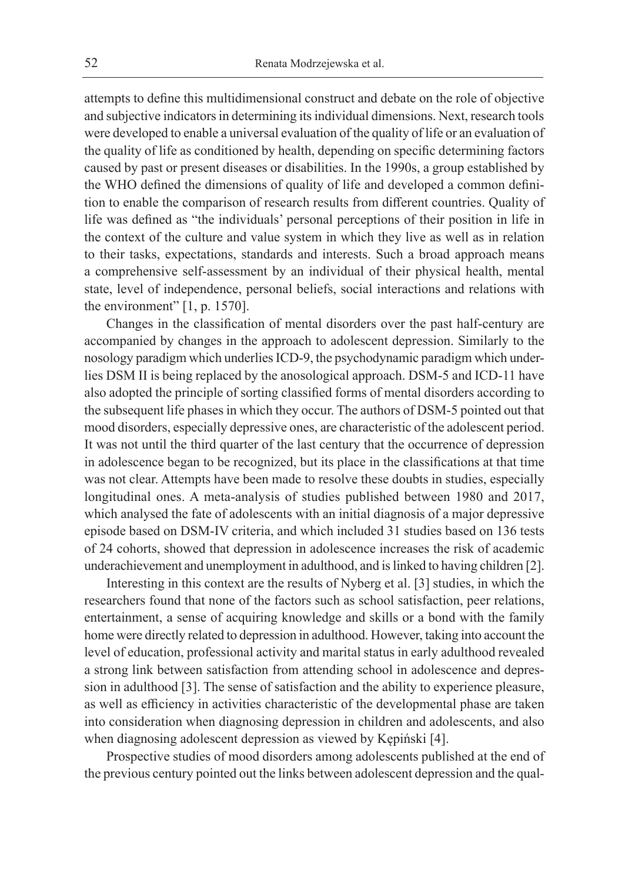attempts to define this multidimensional construct and debate on the role of objective and subjective indicators in determining its individual dimensions. Next, research tools were developed to enable a universal evaluation of the quality of life or an evaluation of the quality of life as conditioned by health, depending on specific determining factors caused by past or present diseases or disabilities. In the 1990s, a group established by the WHO defined the dimensions of quality of life and developed a common definition to enable the comparison of research results from different countries. Quality of life was defined as "the individuals' personal perceptions of their position in life in the context of the culture and value system in which they live as well as in relation to their tasks, expectations, standards and interests. Such a broad approach means a comprehensive self-assessment by an individual of their physical health, mental state, level of independence, personal beliefs, social interactions and relations with the environment" [1, p. 1570].

Changes in the classification of mental disorders over the past half-century are accompanied by changes in the approach to adolescent depression. Similarly to the nosology paradigm which underlies ICD-9, the psychodynamic paradigm which underlies DSM II is being replaced by the anosological approach. DSM-5 and ICD-11 have also adopted the principle of sorting classified forms of mental disorders according to the subsequent life phases in which they occur. The authors of DSM-5 pointed out that mood disorders, especially depressive ones, are characteristic of the adolescent period. It was not until the third quarter of the last century that the occurrence of depression in adolescence began to be recognized, but its place in the classifications at that time was not clear. Attempts have been made to resolve these doubts in studies, especially longitudinal ones. A meta-analysis of studies published between 1980 and 2017, which analysed the fate of adolescents with an initial diagnosis of a major depressive episode based on DSM-IV criteria, and which included 31 studies based on 136 tests of 24 cohorts, showed that depression in adolescence increases the risk of academic underachievement and unemployment in adulthood, and is linked to having children [2].

Interesting in this context are the results of Nyberg et al. [3] studies, in which the researchers found that none of the factors such as school satisfaction, peer relations, entertainment, a sense of acquiring knowledge and skills or a bond with the family home were directly related to depression in adulthood. However, taking into account the level of education, professional activity and marital status in early adulthood revealed a strong link between satisfaction from attending school in adolescence and depression in adulthood [3]. The sense of satisfaction and the ability to experience pleasure, as well as efficiency in activities characteristic of the developmental phase are taken into consideration when diagnosing depression in children and adolescents, and also when diagnosing adolescent depression as viewed by Kępiński [4].

Prospective studies of mood disorders among adolescents published at the end of the previous century pointed out the links between adolescent depression and the qual-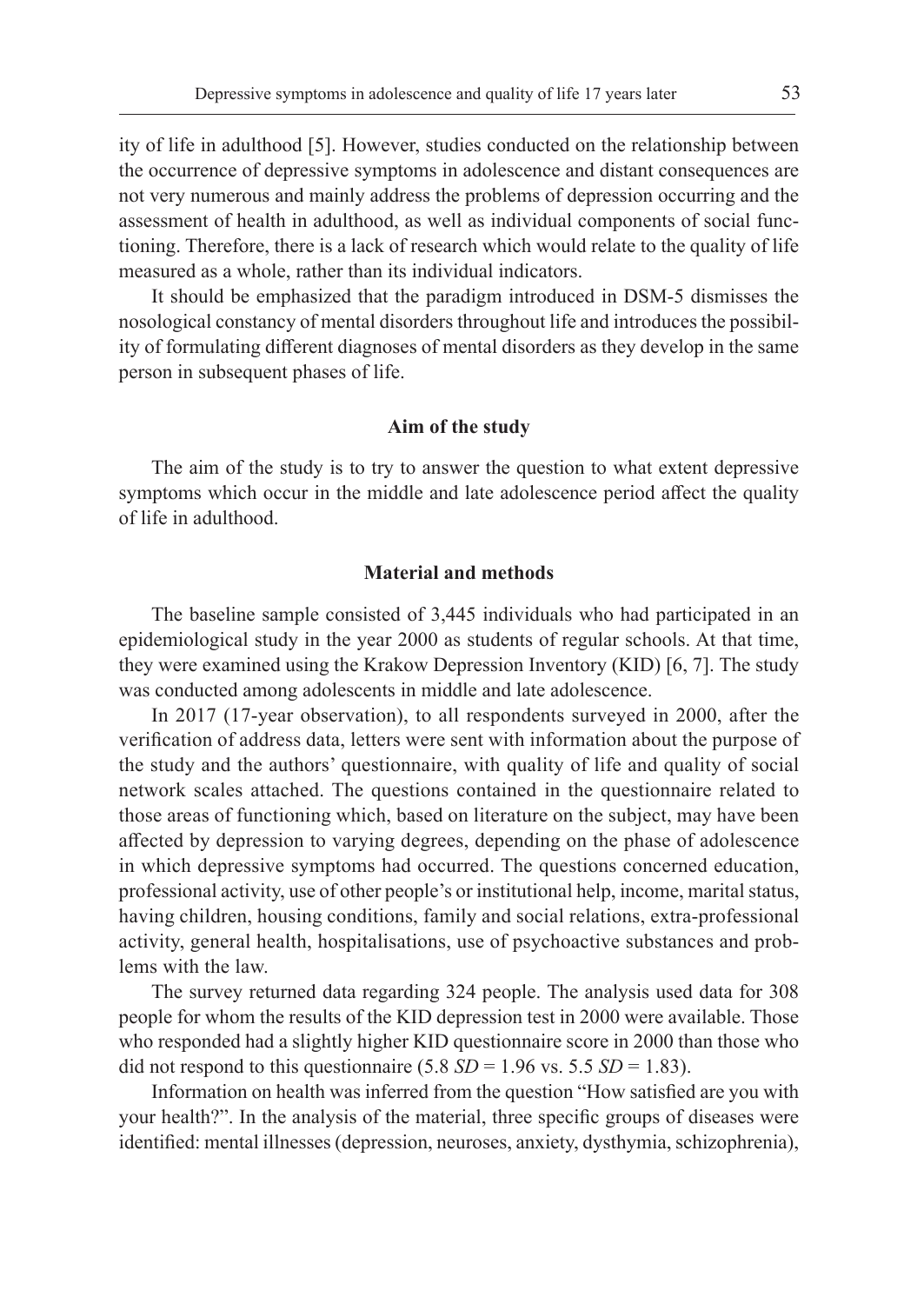ity of life in adulthood [5]. However, studies conducted on the relationship between the occurrence of depressive symptoms in adolescence and distant consequences are not very numerous and mainly address the problems of depression occurring and the assessment of health in adulthood, as well as individual components of social functioning. Therefore, there is a lack of research which would relate to the quality of life measured as a whole, rather than its individual indicators.

It should be emphasized that the paradigm introduced in DSM-5 dismisses the nosological constancy of mental disorders throughout life and introduces the possibility of formulating different diagnoses of mental disorders as they develop in the same person in subsequent phases of life.

## Aim of the study

The aim of the study is to try to answer the question to what extent depressive symptoms which occur in the middle and late adolescence period affect the quality of life in adulthood.

## Material and methods

The baseline sample consisted of 3,445 individuals who had participated in an epidemiological study in the year 2000 as students of regular schools. At that time, they were examined using the Krakow Depression Inventory (KID) [6, 7]. The study was conducted among adolescents in middle and late adolescence.

In 2017 (17-year observation), to all respondents surveyed in 2000, after the verification of address data, letters were sent with information about the purpose of the study and the authors' questionnaire, with quality of life and quality of social network scales attached. The questions contained in the questionnaire related to those areas of functioning which, based on literature on the subject, may have been affected by depression to varying degrees, depending on the phase of adolescence in which depressive symptoms had occurred. The questions concerned education, professional activity, use of other people's or institutional help, income, marital status, having children, housing conditions, family and social relations, extra-professional activity, general health, hospitalisations, use of psychoactive substances and problems with the law.

The survey returned data regarding 324 people. The analysis used data for 308 people for whom the results of the KID depression test in 2000 were available. Those who responded had a slightly higher KID questionnaire score in 2000 than those who did not respond to this questionnaire (5.8 *SD* = 1.96 vs. 5.5 *SD* = 1.83).

Information on health was inferred from the question "How satisfied are you with your health?". In the analysis of the material, three specific groups of diseases were identified: mental illnesses (depression, neuroses, anxiety, dysthymia, schizophrenia),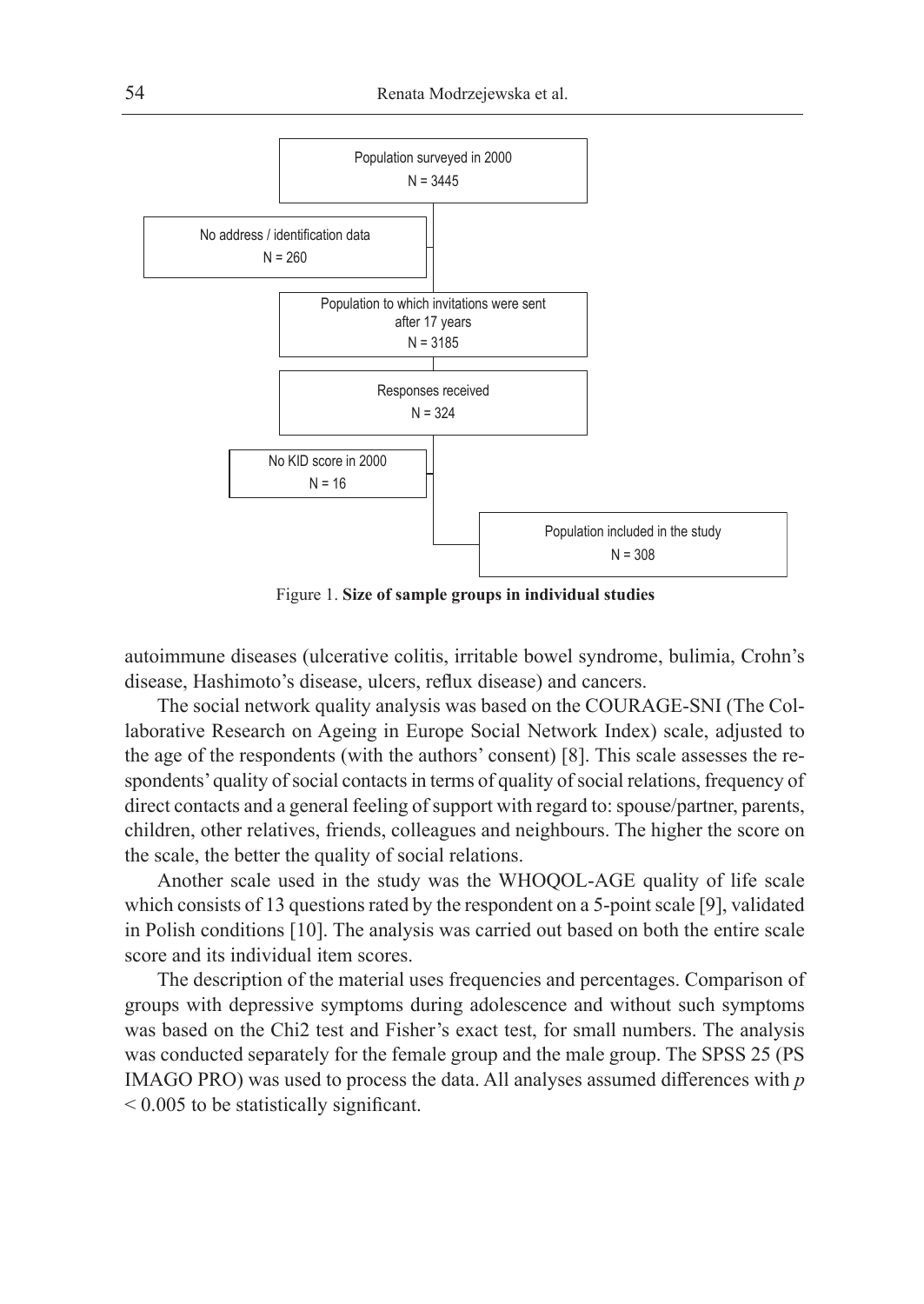Population surveyed in 2000
N = 3445

No address / identification data
N = 260

Population to which invitations were sent after 17 years
N = 3185

Responses received
N = 324

No KID score in 2000
N = 16

Population included in the study
N = 308

Figure 1. **Size of sample groups in individual studies**

autoimmune diseases (ulcerative colitis, irritable bowel syndrome, bulimia, Crohn's disease, Hashimoto's disease, ulcers, reflux disease) and cancers.

The social network quality analysis was based on the COURAGE-SNI (The Collaborative Research on Ageing in Europe Social Network Index) scale, adjusted to the age of the respondents (with the authors' consent) [8]. This scale assesses the respondents' quality of social contacts in terms of quality of social relations, frequency of direct contacts and a general feeling of support with regard to: spouse/partner, parents, children, other relatives, friends, colleagues and neighbours. The higher the score on the scale, the better the quality of social relations.

Another scale used in the study was the WHOQOL-AGE quality of life scale which consists of 13 questions rated by the respondent on a 5-point scale [9], validated in Polish conditions [10]. The analysis was carried out based on both the entire scale score and its individual item scores.

The description of the material uses frequencies and percentages. Comparison of groups with depressive symptoms during adolescence and without such symptoms was based on the Chi2 test and Fisher's exact test, for small numbers. The analysis was conducted separately for the female group and the male group. The SPSS 25 (PS IMAGO PRO) was used to process the data. All analyses assumed differences with $p < 0.005$ to be statistically significant.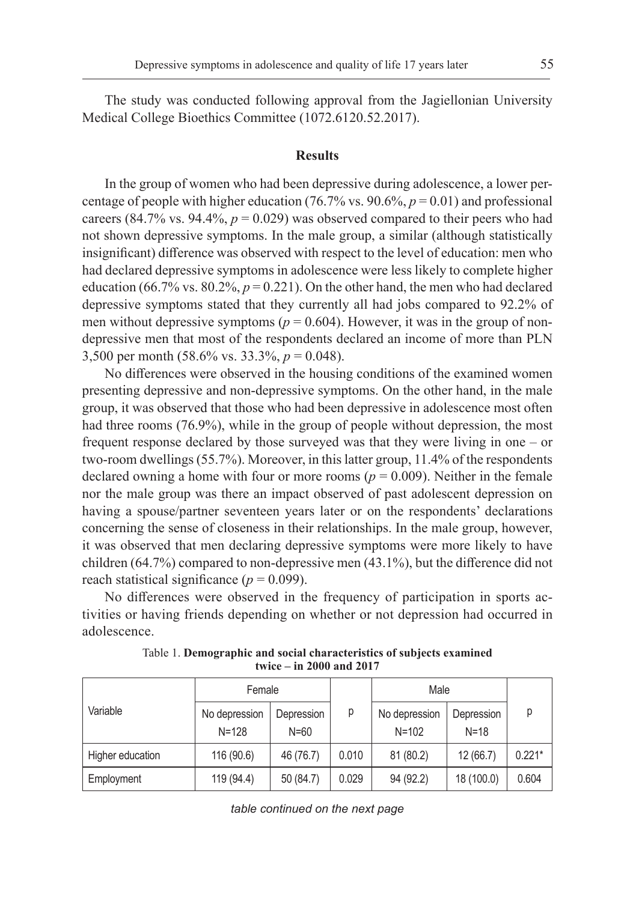The study was conducted following approval from the Jagiellonian University Medical College Bioethics Committee (1072.6120.52.2017).

## Results

In the group of women who had been depressive during adolescence, a lower percentage of people with higher education (76.7% vs. 90.6%, $p = 0.01$) and professional careers (84.7% vs. 94.4%, $p = 0.029$) was observed compared to their peers who had not shown depressive symptoms. In the male group, a similar (although statistically insignificant) difference was observed with respect to the level of education: men who had declared depressive symptoms in adolescence were less likely to complete higher education (66.7% vs. 80.2%, $p = 0.221$). On the other hand, the men who had declared depressive symptoms stated that they currently all had jobs compared to 92.2% of men without depressive symptoms ($p = 0.604$). However, it was in the group of non-depressive men that most of the respondents declared an income of more than PLN 3,500 per month (58.6% vs. 33.3%, $p = 0.048$).

No differences were observed in the housing conditions of the examined women presenting depressive and non-depressive symptoms. On the other hand, in the male group, it was observed that those who had been depressive in adolescence most often had three rooms (76.9%), while in the group of people without depression, the most frequent response declared by those surveyed was that they were living in one – or two-room dwellings (55.7%). Moreover, in this latter group, 11.4% of the respondents declared owning a home with four or more rooms ($p = 0.009$). Neither in the female nor the male group was there an impact observed of past adolescent depression on having a spouse/partner seventeen years later or on the respondents' declarations concerning the sense of closeness in their relationships. In the male group, however, it was observed that men declaring depressive symptoms were more likely to have children (64.7%) compared to non-depressive men (43.1%), but the difference did not reach statistical significance ($p = 0.099$).

No differences were observed in the frequency of participation in sports activities or having friends depending on whether or not depression had occurred in adolescence.

Table 1. **Demographic and social characteristics of subjects examined twice – in 2000 and 2017**

| Variable | Female | | p | Male | | p |
|---|---|---|---|---|---|---|
| | No depression N=128 | Depression N=60 | | No depression N=102 | Depression N=18 | |
| Higher education | 116 (90.6) | 46 (76.7) | 0.010 | 81 (80.2) | 12 (66.7) | 0.221* |
| Employment | 119 (94.4) | 50 (84.7) | 0.029 | 94 (92.2) | 18 (100.0) | 0.604 |

*table continued on the next page*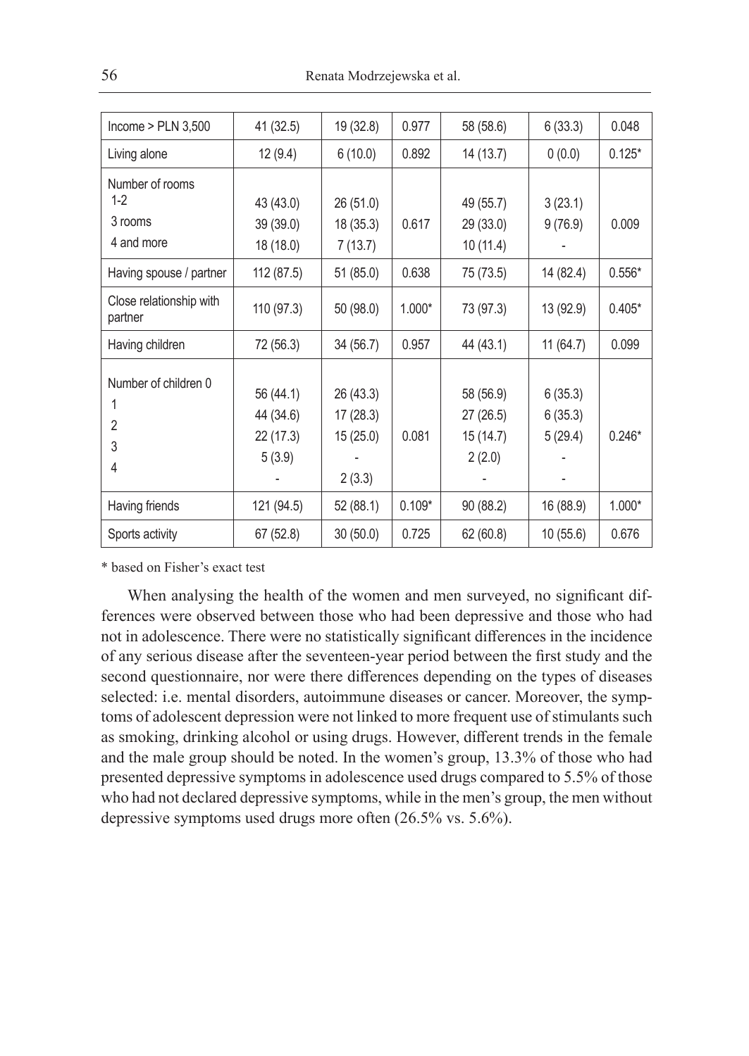| Income > PLN 3,500 | 41 (32.5) | 19 (32.8) | 0.977 | 58 (58.6) | 6 (33.3) | 0.048 |
|---|---|---|---|---|---|---|
| Living alone | 12 (9.4) | 6 (10.0) | 0.892 | 14 (13.7) | 0 (0.0) | 0.125* |
| Number of rooms<br>1-2<br>3 rooms<br>4 and more | 43 (43.0)<br>39 (39.0)<br>18 (18.0) | 26 (51.0)<br>18 (35.3)<br>7 (13.7) | 0.617 | 49 (55.7)<br>29 (33.0)<br>10 (11.4) | 3 (23.1)<br>9 (76.9)<br>- | 0.009 |
| Having spouse / partner | 112 (87.5) | 51 (85.0) | 0.638 | 75 (73.5) | 14 (82.4) | 0.556* |
| Close relationship with partner | 110 (97.3) | 50 (98.0) | 1.000* | 73 (97.3) | 13 (92.9) | 0.405* |
| Having children | 72 (56.3) | 34 (56.7) | 0.957 | 44 (43.1) | 11 (64.7) | 0.099 |
| Number of children 0<br>1<br>2<br>3<br>4 | 56 (44.1)<br>44 (34.6)<br>22 (17.3)<br>5 (3.9)<br>- | 26 (43.3)<br>17 (28.3)<br>15 (25.0)<br>-<br>2 (3.3) | 0.081 | 58 (56.9)<br>27 (26.5)<br>15 (14.7)<br>2 (2.0)<br>- | 6 (35.3)<br>6 (35.3)<br>5 (29.4)<br>-<br>- | 0.246* |
| Having friends | 121 (94.5) | 52 (88.1) | 0.109* | 90 (88.2) | 16 (88.9) | 1.000* |
| Sports activity | 67 (52.8) | 30 (50.0) | 0.725 | 62 (60.8) | 10 (55.6) | 0.676 |

\* based on Fisher's exact test

When analysing the health of the women and men surveyed, no significant differences were observed between those who had been depressive and those who had not in adolescence. There were no statistically significant differences in the incidence of any serious disease after the seventeen-year period between the first study and the second questionnaire, nor were there differences depending on the types of diseases selected: i.e. mental disorders, autoimmune diseases or cancer. Moreover, the symptoms of adolescent depression were not linked to more frequent use of stimulants such as smoking, drinking alcohol or using drugs. However, different trends in the female and the male group should be noted. In the women's group, 13.3% of those who had presented depressive symptoms in adolescence used drugs compared to 5.5% of those who had not declared depressive symptoms, while in the men's group, the men without depressive symptoms used drugs more often (26.5% vs. 5.6%).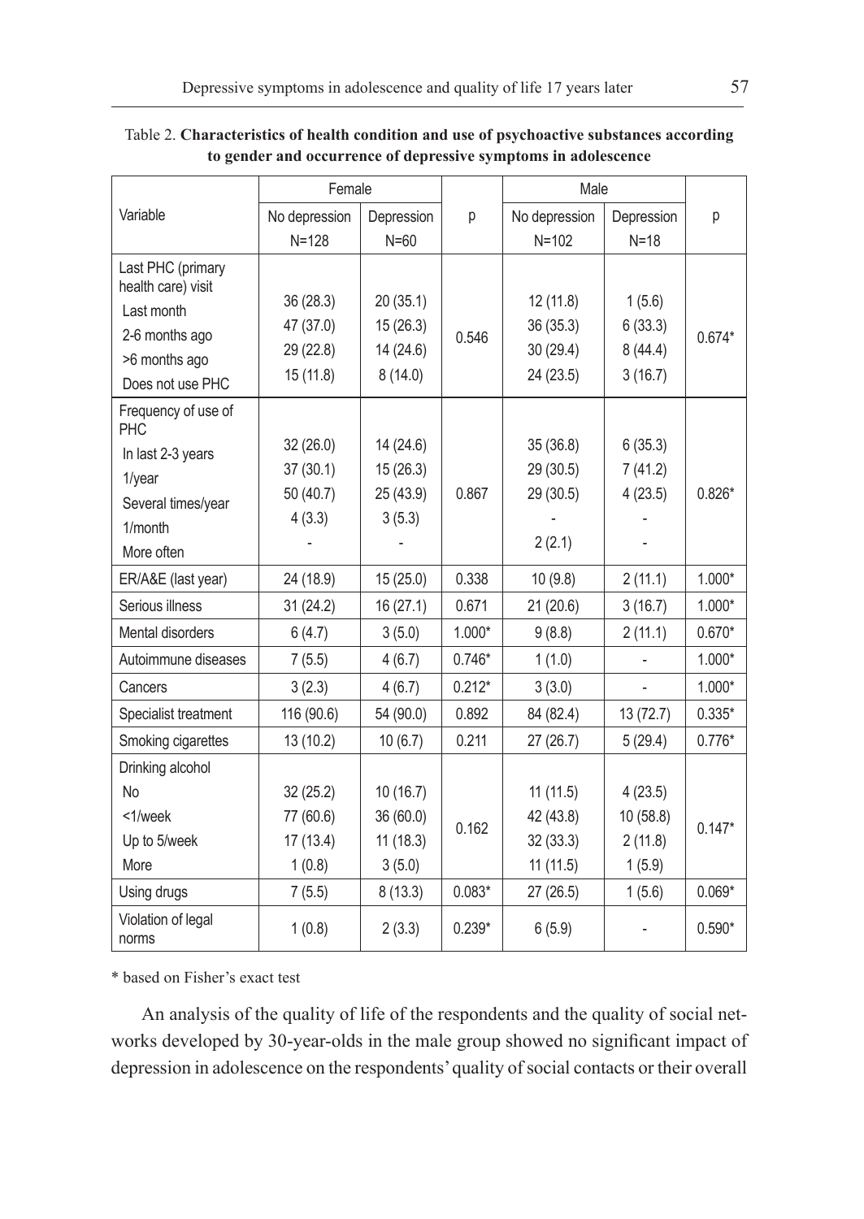Table 2. **Characteristics of health condition and use of psychoactive substances according to gender and occurrence of depressive symptoms in adolescence**

| Variable | Female | | p | Male | | p |
|---|---|---|---|---|---|---|
| | No depression N=128 | Depression N=60 | | No depression N=102 | Depression N=18 | |
| Last PHC (primary health care) visit | | | | | | |
| Last month | 36 (28.3) | 20 (35.1) | 0.546 | 12 (11.8) | 1 (5.6) | 0.674* |
| 2-6 months ago | 47 (37.0) | 15 (26.3) | | 36 (35.3) | 6 (33.3) | |
| >6 months ago | 29 (22.8) | 14 (24.6) | | 30 (29.4) | 8 (44.4) | |
| Does not use PHC | 15 (11.8) | 8 (14.0) | | 24 (23.5) | 3 (16.7) | |
| Frequency of use of PHC | | | | | | |
| In last 2-3 years | 32 (26.0) | 14 (24.6) | 0.867 | 35 (36.8) | 6 (35.3) | 0.826* |
| 1/year | 37 (30.1) | 15 (26.3) | | 29 (30.5) | 7 (41.2) | |
| Several times/year | 50 (40.7) | 25 (43.9) | | 29 (30.5) | 4 (23.5) | |
| 1/month | 4 (3.3) | 3 (5.3) | | - | - | |
| More often | - | - | | 2 (2.1) | - | |
| ER/A&E (last year) | 24 (18.9) | 15 (25.0) | 0.338 | 10 (9.8) | 2 (11.1) | 1.000* |
| Serious illness | 31 (24.2) | 16 (27.1) | 0.671 | 21 (20.6) | 3 (16.7) | 1.000* |
| Mental disorders | 6 (4.7) | 3 (5.0) | 1.000* | 9 (8.8) | 2 (11.1) | 0.670* |
| Autoimmune diseases | 7 (5.5) | 4 (6.7) | 0.746* | 1 (1.0) | - | 1.000* |
| Cancers | 3 (2.3) | 4 (6.7) | 0.212* | 3 (3.0) | - | 1.000* |
| Specialist treatment | 116 (90.6) | 54 (90.0) | 0.892 | 84 (82.4) | 13 (72.7) | 0.335* |
| Smoking cigarettes | 13 (10.2) | 10 (6.7) | 0.211 | 27 (26.7) | 5 (29.4) | 0.776* |
| Drinking alcohol | | | | | | |
| No | 32 (25.2) | 10 (16.7) | 0.162 | 11 (11.5) | 4 (23.5) | 0.147* |
| <1/week | 77 (60.6) | 36 (60.0) | | 42 (43.8) | 10 (58.8) | |
| Up to 5/week | 17 (13.4) | 11 (18.3) | | 32 (33.3) | 2 (11.8) | |
| More | 1 (0.8) | 3 (5.0) | | 11 (11.5) | 1 (5.9) | |
| Using drugs | 7 (5.5) | 8 (13.3) | 0.083* | 27 (26.5) | 1 (5.6) | 0.069* |
| Violation of legal norms | 1 (0.8) | 2 (3.3) | 0.239* | 6 (5.9) | - | 0.590* |

\* based on Fisher's exact test

An analysis of the quality of life of the respondents and the quality of social networks developed by 30-year-olds in the male group showed no significant impact of depression in adolescence on the respondents' quality of social contacts or their overall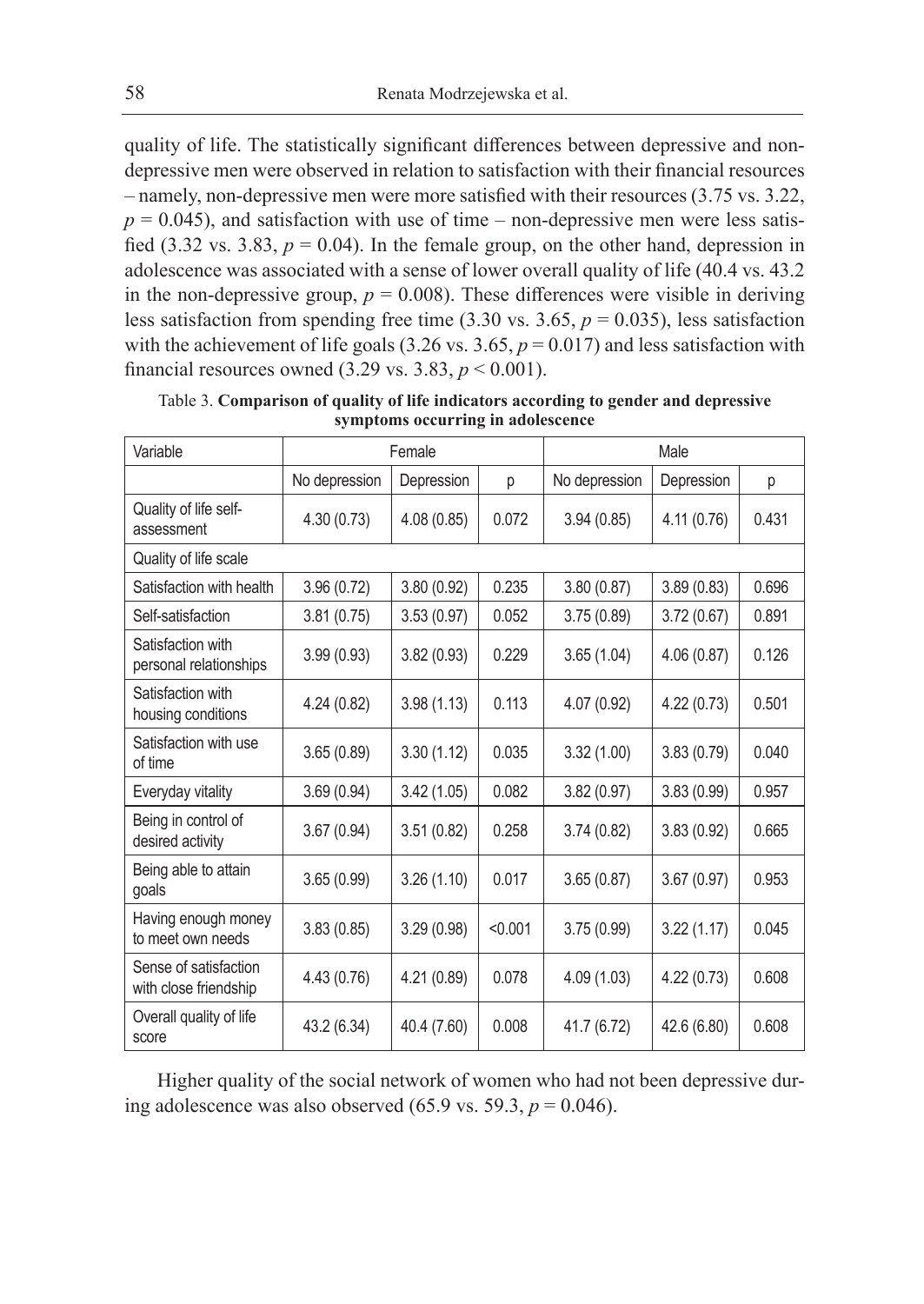quality of life. The statistically significant differences between depressive and non-depressive men were observed in relation to satisfaction with their financial resources – namely, non-depressive men were more satisfied with their resources (3.75 vs. 3.22, $p = 0.045$), and satisfaction with use of time – non-depressive men were less satisfied (3.32 vs. 3.83, $p = 0.04$). In the female group, on the other hand, depression in adolescence was associated with a sense of lower overall quality of life (40.4 vs. 43.2 in the non-depressive group, $p = 0.008$). These differences were visible in deriving less satisfaction from spending free time (3.30 vs. 3.65, $p = 0.035$), less satisfaction with the achievement of life goals (3.26 vs. 3.65, $p = 0.017$) and less satisfaction with financial resources owned (3.29 vs. 3.83, $p < 0.001$).

Table 3. **Comparison of quality of life indicators according to gender and depressive symptoms occurring in adolescence**

| Variable | Female | | | Male | | |
|---|---|---|---|---|---|---|
| | No depression | Depression | p | No depression | Depression | p |
| Quality of life self-assessment | 4.30 (0.73) | 4.08 (0.85) | 0.072 | 3.94 (0.85) | 4.11 (0.76) | 0.431 |
| Quality of life scale | | | | | | |
| Satisfaction with health | 3.96 (0.72) | 3.80 (0.92) | 0.235 | 3.80 (0.87) | 3.89 (0.83) | 0.696 |
| Self-satisfaction | 3.81 (0.75) | 3.53 (0.97) | 0.052 | 3.75 (0.89) | 3.72 (0.67) | 0.891 |
| Satisfaction with personal relationships | 3.99 (0.93) | 3.82 (0.93) | 0.229 | 3.65 (1.04) | 4.06 (0.87) | 0.126 |
| Satisfaction with housing conditions | 4.24 (0.82) | 3.98 (1.13) | 0.113 | 4.07 (0.92) | 4.22 (0.73) | 0.501 |
| Satisfaction with use of time | 3.65 (0.89) | 3.30 (1.12) | 0.035 | 3.32 (1.00) | 3.83 (0.79) | 0.040 |
| Everyday vitality | 3.69 (0.94) | 3.42 (1.05) | 0.082 | 3.82 (0.97) | 3.83 (0.99) | 0.957 |
| Being in control of desired activity | 3.67 (0.94) | 3.51 (0.82) | 0.258 | 3.74 (0.82) | 3.83 (0.92) | 0.665 |
| Being able to attain goals | 3.65 (0.99) | 3.26 (1.10) | 0.017 | 3.65 (0.87) | 3.67 (0.97) | 0.953 |
| Having enough money to meet own needs | 3.83 (0.85) | 3.29 (0.98) | <0.001 | 3.75 (0.99) | 3.22 (1.17) | 0.045 |
| Sense of satisfaction with close friendship | 4.43 (0.76) | 4.21 (0.89) | 0.078 | 4.09 (1.03) | 4.22 (0.73) | 0.608 |
| Overall quality of life score | 43.2 (6.34) | 40.4 (7.60) | 0.008 | 41.7 (6.72) | 42.6 (6.80) | 0.608 |

Higher quality of the social network of women who had not been depressive during adolescence was also observed (65.9 vs. 59.3, $p = 0.046$).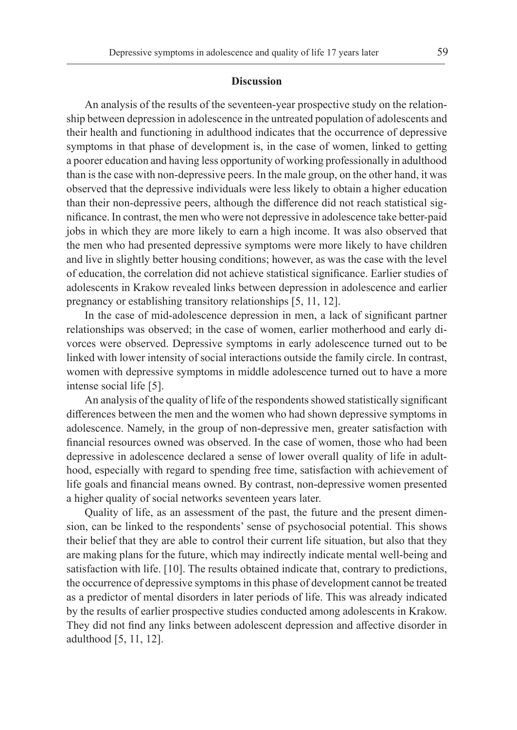## Discussion

An analysis of the results of the seventeen-year prospective study on the relationship between depression in adolescence in the untreated population of adolescents and their health and functioning in adulthood indicates that the occurrence of depressive symptoms in that phase of development is, in the case of women, linked to getting a poorer education and having less opportunity of working professionally in adulthood than is the case with non-depressive peers. In the male group, on the other hand, it was observed that the depressive individuals were less likely to obtain a higher education than their non-depressive peers, although the difference did not reach statistical significance. In contrast, the men who were not depressive in adolescence take better-paid jobs in which they are more likely to earn a high income. It was also observed that the men who had presented depressive symptoms were more likely to have children and live in slightly better housing conditions; however, as was the case with the level of education, the correlation did not achieve statistical significance. Earlier studies of adolescents in Krakow revealed links between depression in adolescence and earlier pregnancy or establishing transitory relationships [5, 11, 12].

In the case of mid-adolescence depression in men, a lack of significant partner relationships was observed; in the case of women, earlier motherhood and early divorces were observed. Depressive symptoms in early adolescence turned out to be linked with lower intensity of social interactions outside the family circle. In contrast, women with depressive symptoms in middle adolescence turned out to have a more intense social life [5].

An analysis of the quality of life of the respondents showed statistically significant differences between the men and the women who had shown depressive symptoms in adolescence. Namely, in the group of non-depressive men, greater satisfaction with financial resources owned was observed. In the case of women, those who had been depressive in adolescence declared a sense of lower overall quality of life in adulthood, especially with regard to spending free time, satisfaction with achievement of life goals and financial means owned. By contrast, non-depressive women presented a higher quality of social networks seventeen years later.

Quality of life, as an assessment of the past, the future and the present dimension, can be linked to the respondents' sense of psychosocial potential. This shows their belief that they are able to control their current life situation, but also that they are making plans for the future, which may indirectly indicate mental well-being and satisfaction with life. [10]. The results obtained indicate that, contrary to predictions, the occurrence of depressive symptoms in this phase of development cannot be treated as a predictor of mental disorders in later periods of life. This was already indicated by the results of earlier prospective studies conducted among adolescents in Krakow. They did not find any links between adolescent depression and affective disorder in adulthood [5, 11, 12].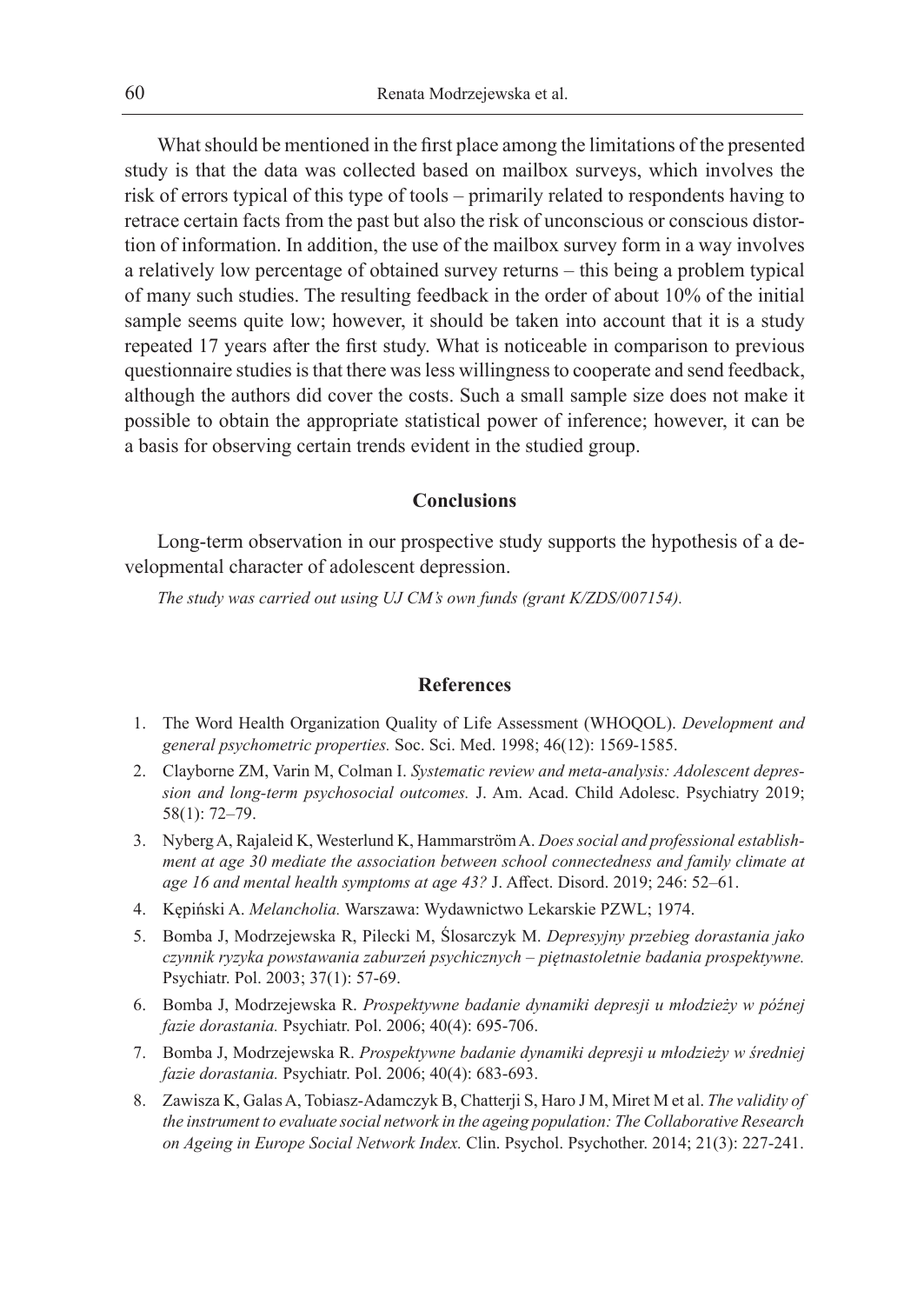What should be mentioned in the first place among the limitations of the presented study is that the data was collected based on mailbox surveys, which involves the risk of errors typical of this type of tools – primarily related to respondents having to retrace certain facts from the past but also the risk of unconscious or conscious distortion of information. In addition, the use of the mailbox survey form in a way involves a relatively low percentage of obtained survey returns – this being a problem typical of many such studies. The resulting feedback in the order of about 10% of the initial sample seems quite low; however, it should be taken into account that it is a study repeated 17 years after the first study. What is noticeable in comparison to previous questionnaire studies is that there was less willingness to cooperate and send feedback, although the authors did cover the costs. Such a small sample size does not make it possible to obtain the appropriate statistical power of inference; however, it can be a basis for observing certain trends evident in the studied group.

## Conclusions

Long-term observation in our prospective study supports the hypothesis of a developmental character of adolescent depression.

*The study was carried out using UJ CM's own funds (grant K/ZDS/007154).*

## References

1. The Word Health Organization Quality of Life Assessment (WHOQOL). *Development and general psychometric properties.* Soc. Sci. Med. 1998; 46(12): 1569-1585.
2. Clayborne ZM, Varin M, Colman I. *Systematic review and meta-analysis: Adolescent depression and long-term psychosocial outcomes.* J. Am. Acad. Child Adolesc. Psychiatry 2019; 58(1): 72–79.
3. Nyberg A, Rajaleid K, Westerlund K, Hammarström A. *Does social and professional establishment at age 30 mediate the association between school connectedness and family climate at age 16 and mental health symptoms at age 43?* J. Affect. Disord. 2019; 246: 52–61.
4. Kępiński A. *Melancholia.* Warszawa: Wydawnictwo Lekarskie PZWL; 1974.
5. Bomba J, Modrzejewska R, Pilecki M, Ślosarczyk M. *Depresyjny przebieg dorastania jako czynnik ryzyka powstawania zaburzeń psychicznych – piętnastoletnie badania prospektywne.* Psychiatr. Pol. 2003; 37(1): 57-69.
6. Bomba J, Modrzejewska R. *Prospektywne badanie dynamiki depresji u młodzieży w późnej fazie dorastania.* Psychiatr. Pol. 2006; 40(4): 695-706.
7. Bomba J, Modrzejewska R. *Prospektywne badanie dynamiki depresji u młodzieży w średniej fazie dorastania.* Psychiatr. Pol. 2006; 40(4): 683-693.
8. Zawisza K, Galas A, Tobiasz-Adamczyk B, Chatterji S, Haro J M, Miret M et al. *The validity of the instrument to evaluate social network in the ageing population: The Collaborative Research on Ageing in Europe Social Network Index.* Clin. Psychol. Psychother. 2014; 21(3): 227-241.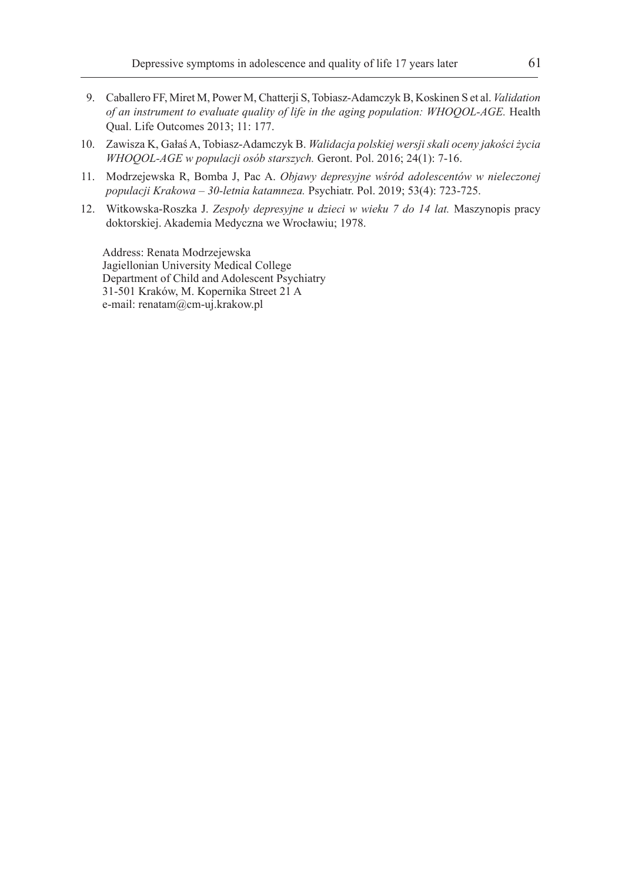9. Caballero FF, Miret M, Power M, Chatterji S, Tobiasz-Adamczyk B, Koskinen S et al. *Validation of an instrument to evaluate quality of life in the aging population: WHOQOL-AGE.* Health Qual. Life Outcomes 2013; 11: 177.
10. Zawisza K, Gałaś A, Tobiasz-Adamczyk B. *Walidacja polskiej wersji skali oceny jakości życia WHOQOL-AGE w populacji osób starszych.* Geront. Pol. 2016; 24(1): 7-16.
11. Modrzejewska R, Bomba J, Pac A. *Objawy depresyjne wśród adolescentów w nieleczonej populacji Krakowa – 30-letnia katamneza.* Psychiatr. Pol. 2019; 53(4): 723-725.
12. Witkowska-Roszka J. *Zespoły depresyjne u dzieci w wieku 7 do 14 lat.* Maszynopis pracy doktorskiej. Akademia Medyczna we Wrocławiu; 1978.

Address: Renata Modrzejewska
Jagiellonian University Medical College
Department of Child and Adolescent Psychiatry
31-501 Kraków, M. Kopernika Street 21 A
e-mail: renatam@cm-uj.krakow.pl